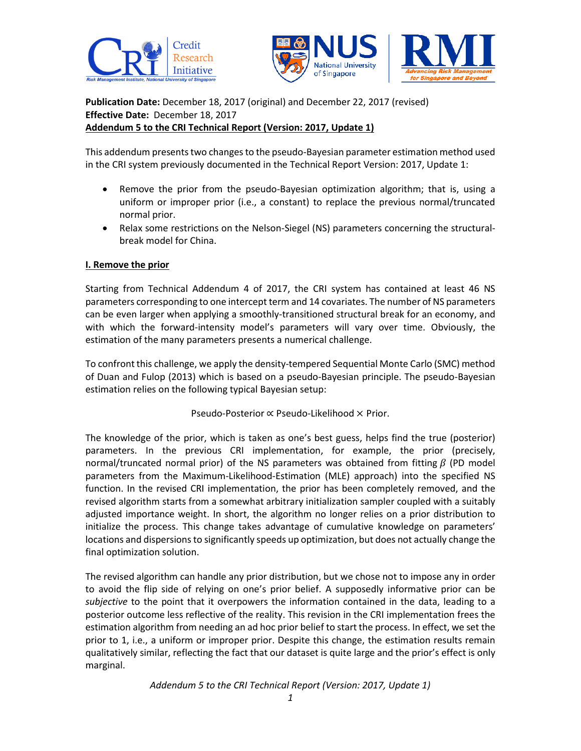**Publication Date:** December 18, 2017 (original) and December 22, 2017 (revised)
**Effective Date:** December 18, 2017
**Addendum 5 to the CRI Technical Report (Version: 2017, Update 1)**

This addendum presents two changes to the pseudo-Bayesian parameter estimation method used in the CRI system previously documented in the Technical Report Version: 2017, Update 1:

- Remove the prior from the pseudo-Bayesian optimization algorithm; that is, using a uniform or improper prior (i.e., a constant) to replace the previous normal/truncated normal prior.
- Relax some restrictions on the Nelson-Siegel (NS) parameters concerning the structural-break model for China.

## I. Remove the prior

Starting from Technical Addendum 4 of 2017, the CRI system has contained at least 46 NS parameters corresponding to one intercept term and 14 covariates. The number of NS parameters can be even larger when applying a smoothly-transitioned structural break for an economy, and with which the forward-intensity model's parameters will vary over time. Obviously, the estimation of the many parameters presents a numerical challenge.

To confront this challenge, we apply the density-tempered Sequential Monte Carlo (SMC) method of Duan and Fulop (2013) which is based on a pseudo-Bayesian principle. The pseudo-Bayesian estimation relies on the following typical Bayesian setup:

$$\text{Pseudo-Posterior} \propto \text{Pseudo-Likelihood} \times \text{Prior}.$$

The knowledge of the prior, which is taken as one's best guess, helps find the true (posterior) parameters. In the previous CRI implementation, for example, the prior (precisely, normal/truncated normal prior) of the NS parameters was obtained from fitting $\beta$ (PD model parameters from the Maximum-Likelihood-Estimation (MLE) approach) into the specified NS function. In the revised CRI implementation, the prior has been completely removed, and the revised algorithm starts from a somewhat arbitrary initialization sampler coupled with a suitably adjusted importance weight. In short, the algorithm no longer relies on a prior distribution to initialize the process. This change takes advantage of cumulative knowledge on parameters' locations and dispersions to significantly speeds up optimization, but does not actually change the final optimization solution.

The revised algorithm can handle any prior distribution, but we chose not to impose any in order to avoid the flip side of relying on one's prior belief. A supposedly informative prior can be *subjective* to the point that it overpowers the information contained in the data, leading to a posterior outcome less reflective of the reality. This revision in the CRI implementation frees the estimation algorithm from needing an ad hoc prior belief to start the process. In effect, we set the prior to 1, i.e., a uniform or improper prior. Despite this change, the estimation results remain qualitatively similar, reflecting the fact that our dataset is quite large and the prior's effect is only marginal.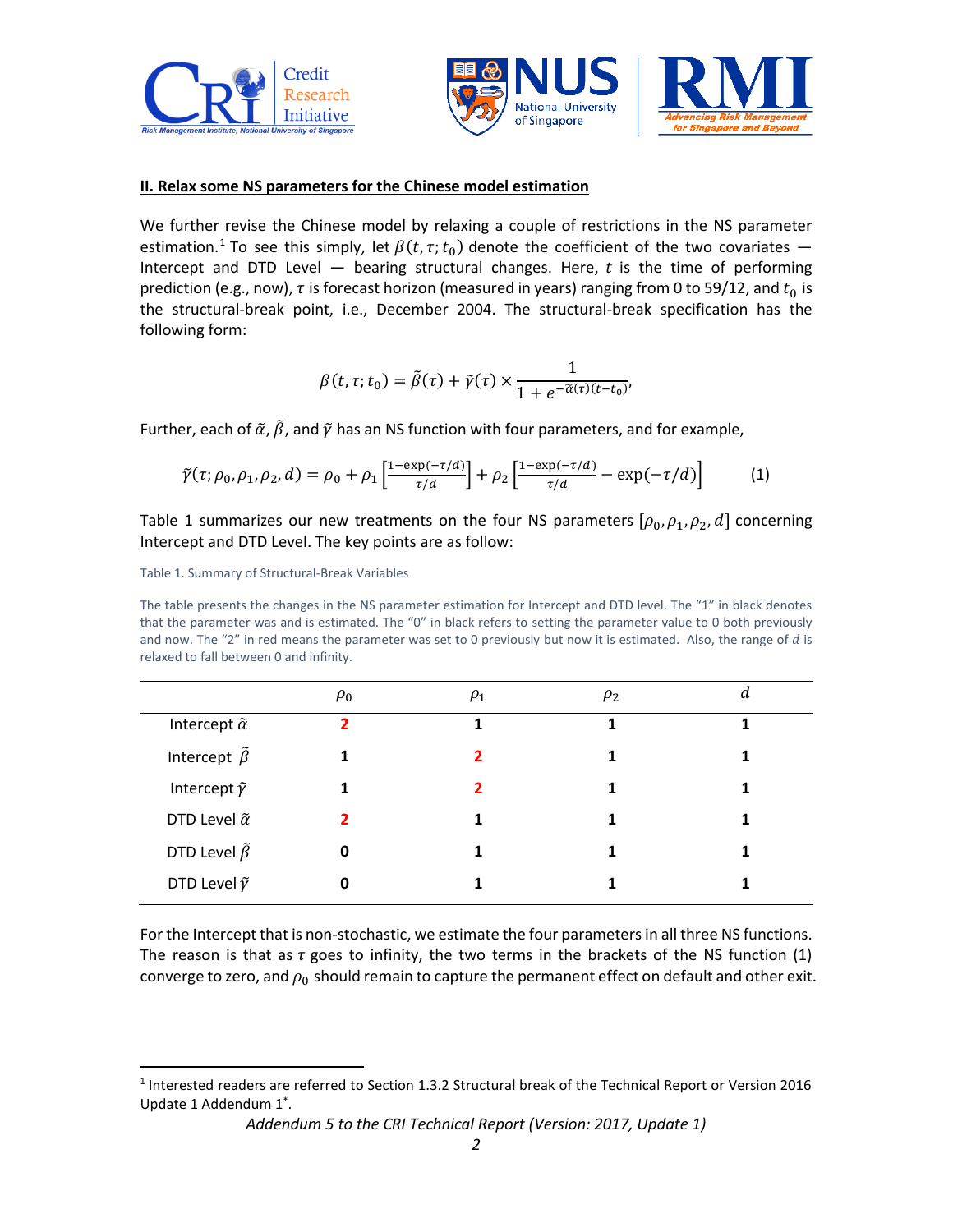## II. Relax some NS parameters for the Chinese model estimation

We further revise the Chinese model by relaxing a couple of restrictions in the NS parameter estimation.[1] To see this simply, let $\beta(t,\tau;t_0)$ denote the coefficient of the two covariates — Intercept and DTD Level — bearing structural changes. Here, $t$ is the time of performing prediction (e.g., now), $\tau$ is forecast horizon (measured in years) ranging from 0 to 59/12, and $t_0$ is the structural-break point, i.e., December 2004. The structural-break specification has the following form:

$$\beta(t,\tau;t_0) = \tilde{\beta}(\tau) + \tilde{\gamma}(\tau) \times \frac{1}{1+e^{-\tilde{\alpha}(\tau)(t-t_0)}},$$

Further, each of $\tilde{\alpha}$, $\tilde{\beta}$, and $\tilde{\gamma}$ has an NS function with four parameters, and for example,

$$\tilde{\gamma}(\tau;\rho_0,\rho_1,\rho_2,d) = \rho_0 + \rho_1\left[\frac{1-\exp(-\tau/d)}{\tau/d}\right] + \rho_2\left[\frac{1-\exp(-\tau/d)}{\tau/d} - \exp(-\tau/d)\right] \qquad (1)$$

Table 1 summarizes our new treatments on the four NS parameters $[\rho_0,\rho_1,\rho_2,d]$ concerning Intercept and DTD Level. The key points are as follow:

Table 1. Summary of Structural-Break Variables

The table presents the changes in the NS parameter estimation for Intercept and DTD level. The "1" in black denotes that the parameter was and is estimated. The "0" in black refers to setting the parameter value to 0 both previously and now. The "2" in red means the parameter was set to 0 previously but now it is estimated. Also, the range of $d$ is relaxed to fall between 0 and infinity.

| | $\rho_0$ | $\rho_1$ | $\rho_2$ | $d$ |
|---|---|---|---|---|
| Intercept $\tilde{\alpha}$ | **2** | **1** | **1** | **1** |
| Intercept $\tilde{\beta}$ | **1** | **2** | **1** | **1** |
| Intercept $\tilde{\gamma}$ | **1** | **2** | **1** | **1** |
| DTD Level $\tilde{\alpha}$ | **2** | **1** | **1** | **1** |
| DTD Level $\tilde{\beta}$ | **0** | **1** | **1** | **1** |
| DTD Level $\tilde{\gamma}$ | **0** | **1** | **1** | **1** |

For the Intercept that is non-stochastic, we estimate the four parameters in all three NS functions. The reason is that as $\tau$ goes to infinity, the two terms in the brackets of the NS function (1) converge to zero, and $\rho_0$ should remain to capture the permanent effect on default and other exit.

[1] Interested readers are referred to Section 1.3.2 Structural break of the Technical Report or Version 2016 Update 1 Addendum 1*.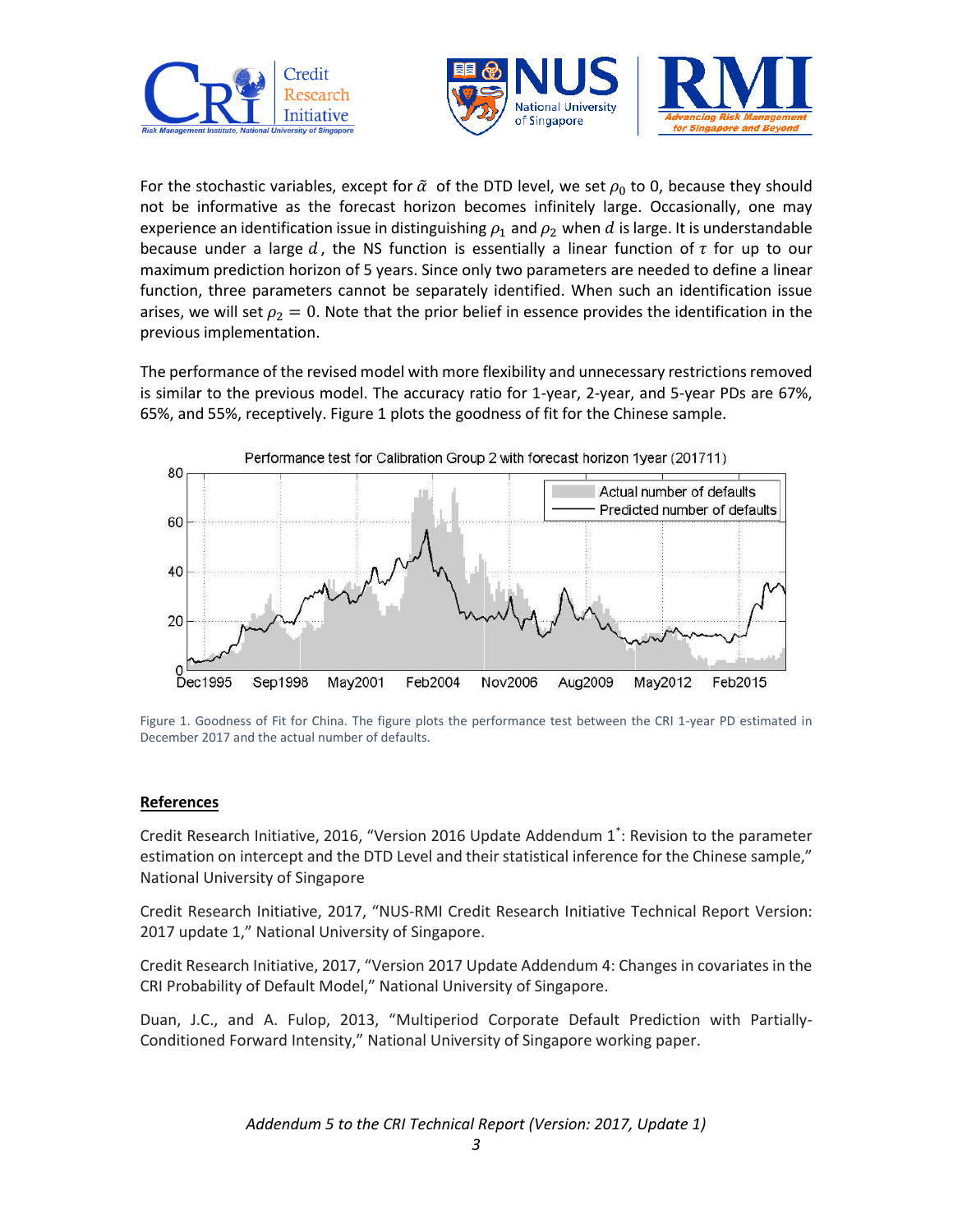For the stochastic variables, except for $\tilde{\alpha}$ of the DTD level, we set $\rho_0$ to 0, because they should not be informative as the forecast horizon becomes infinitely large. Occasionally, one may experience an identification issue in distinguishing $\rho_1$ and $\rho_2$ when $d$ is large. It is understandable because under a large $d$, the NS function is essentially a linear function of $\tau$ for up to our maximum prediction horizon of 5 years. Since only two parameters are needed to define a linear function, three parameters cannot be separately identified. When such an identification issue arises, we will set $\rho_2 = 0$. Note that the prior belief in essence provides the identification in the previous implementation.

The performance of the revised model with more flexibility and unnecessary restrictions removed is similar to the previous model. The accuracy ratio for 1-year, 2-year, and 5-year PDs are 67%, 65%, and 55%, receptively. Figure 1 plots the goodness of fit for the Chinese sample.

Performance test for Calibration Group 2 with forecast horizon 1year (201711)

Actual number of defaults
Predicted number of defaults

0
20
40
60
80

Dec1995
Sep1998
May2001
Feb2004
Nov2006
Aug2009
May2012
Feb2015

Figure 1. Goodness of Fit for China. The figure plots the performance test between the CRI 1-year PD estimated in December 2017 and the actual number of defaults.

## References

Credit Research Initiative, 2016, "Version 2016 Update Addendum 1[*]: Revision to the parameter estimation on intercept and the DTD Level and their statistical inference for the Chinese sample," National University of Singapore

Credit Research Initiative, 2017, "NUS-RMI Credit Research Initiative Technical Report Version: 2017 update 1," National University of Singapore.

Credit Research Initiative, 2017, "Version 2017 Update Addendum 4: Changes in covariates in the CRI Probability of Default Model," National University of Singapore.

Duan, J.C., and A. Fulop, 2013, "Multiperiod Corporate Default Prediction with Partially-Conditioned Forward Intensity," National University of Singapore working paper.